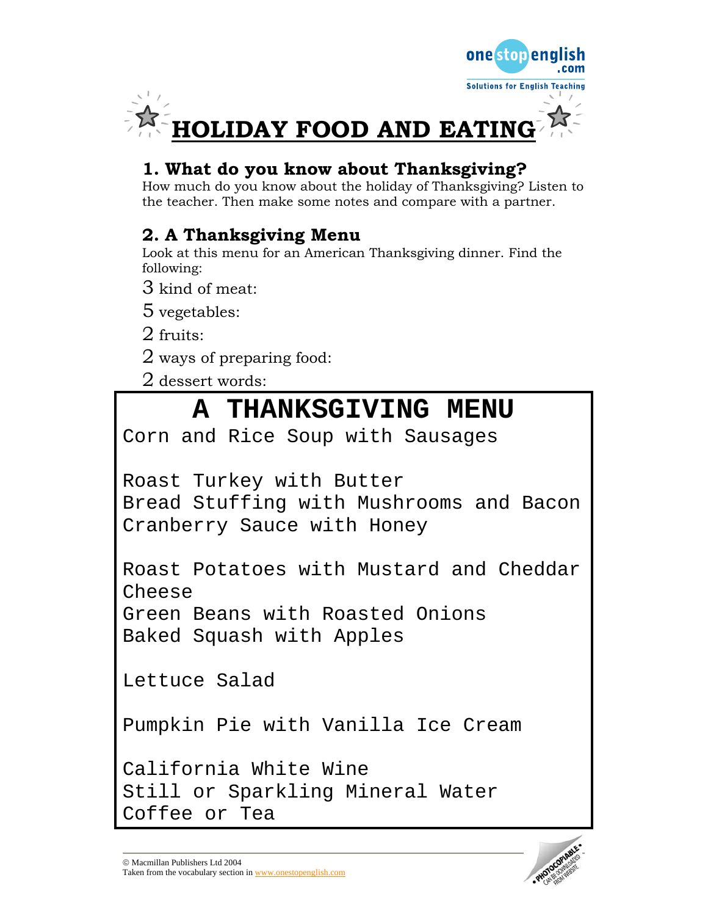# HOLIDAY FOOD AND EATING

## 1. What do you know about Thanksgiving?

How much do you know about the holiday of Thanksgiving? Listen to the teacher. Then make some notes and compare with a partner.

## 2. A Thanksgiving Menu

Look at this menu for an American Thanksgiving dinner. Find the following:

3 kind of meat:

5 vegetables:

2 fruits:

2 ways of preparing food:

2 dessert words:

### A THANKSGIVING MENU

Corn and Rice Soup with Sausages

Roast Turkey with Butter
Bread Stuffing with Mushrooms and Bacon
Cranberry Sauce with Honey

Roast Potatoes with Mustard and Cheddar Cheese
Green Beans with Roasted Onions
Baked Squash with Apples

Lettuce Salad

Pumpkin Pie with Vanilla Ice Cream

California White Wine
Still or Sparkling Mineral Water
Coffee or Tea

© Macmillan Publishers Ltd 2004
Taken from the vocabulary section in www.onestopenglish.com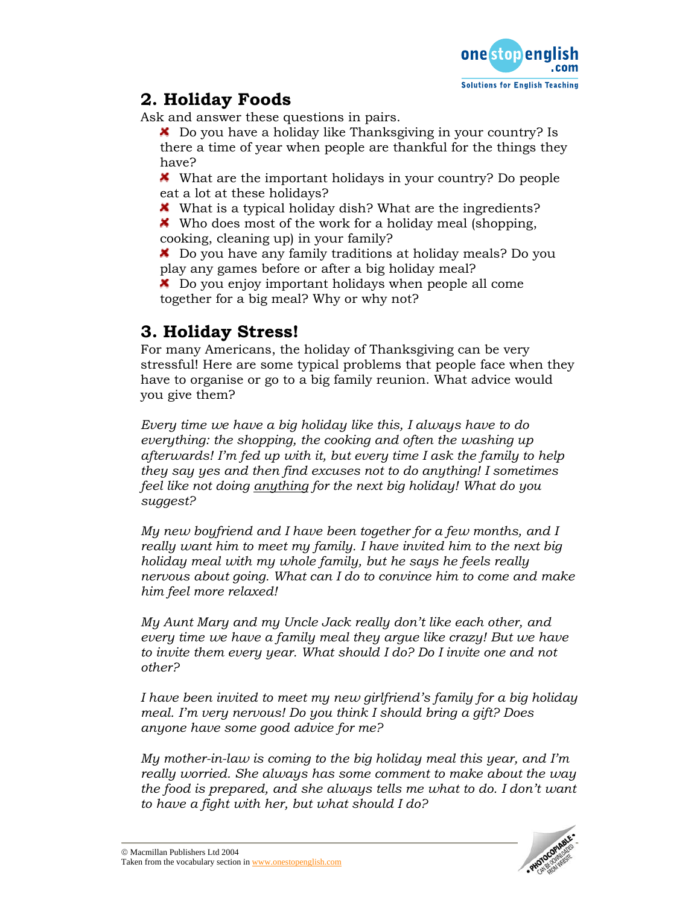## 2. Holiday Foods

Ask and answer these questions in pairs.

- Do you have a holiday like Thanksgiving in your country? Is there a time of year when people are thankful for the things they have?
- What are the important holidays in your country? Do people eat a lot at these holidays?
- What is a typical holiday dish? What are the ingredients?
- Who does most of the work for a holiday meal (shopping, cooking, cleaning up) in your family?
- Do you have any family traditions at holiday meals? Do you play any games before or after a big holiday meal?
- Do you enjoy important holidays when people all come together for a big meal? Why or why not?

## 3. Holiday Stress!

For many Americans, the holiday of Thanksgiving can be very stressful! Here are some typical problems that people face when they have to organise or go to a big family reunion. What advice would you give them?

*Every time we have a big holiday like this, I always have to do everything: the shopping, the cooking and often the washing up afterwards! I'm fed up with it, but every time I ask the family to help they say yes and then find excuses not to do anything! I sometimes feel like not doing <u>anything</u> for the next big holiday! What do you suggest?*

*My new boyfriend and I have been together for a few months, and I really want him to meet my family. I have invited him to the next big holiday meal with my whole family, but he says he feels really nervous about going. What can I do to convince him to come and make him feel more relaxed!*

*My Aunt Mary and my Uncle Jack really don't like each other, and every time we have a family meal they argue like crazy! But we have to invite them every year. What should I do? Do I invite one and not other?*

*I have been invited to meet my new girlfriend's family for a big holiday meal. I'm very nervous! Do you think I should bring a gift? Does anyone have some good advice for me?*

*My mother-in-law is coming to the big holiday meal this year, and I'm really worried. She always has some comment to make about the way the food is prepared, and she always tells me what to do. I don't want to have a fight with her, but what should I do?*

© Macmillan Publishers Ltd 2004
Taken from the vocabulary section in www.onestopenglish.com